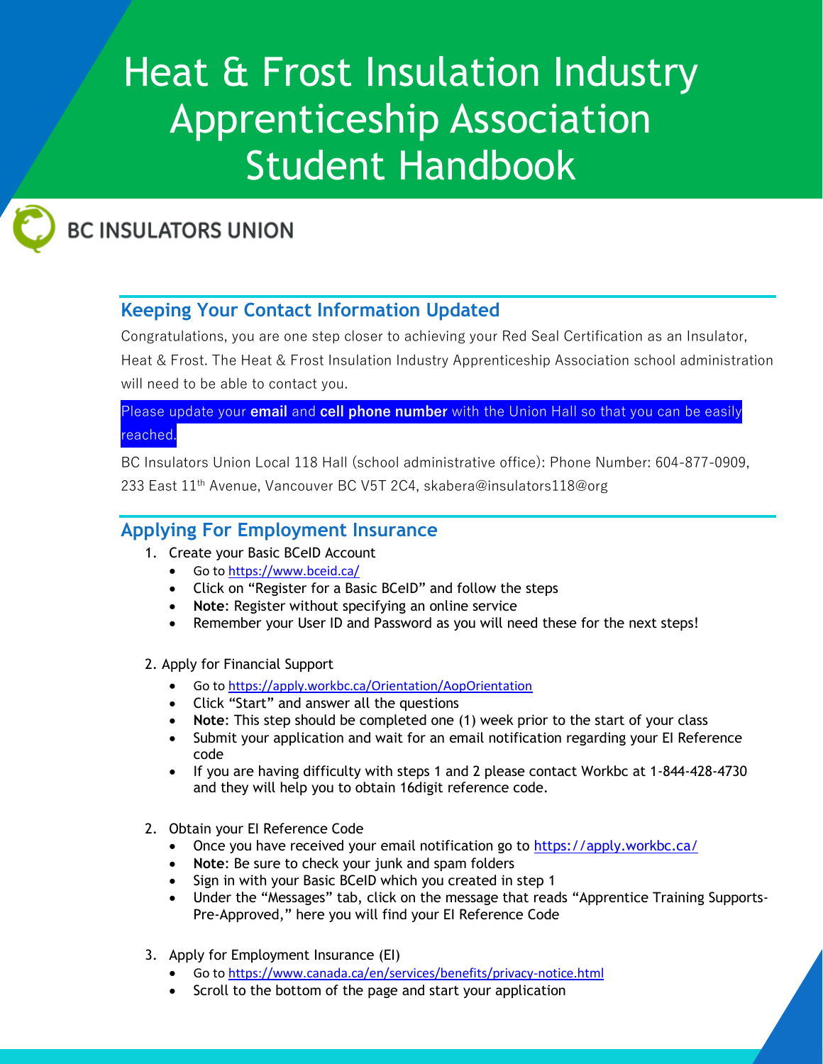# Heat & Frost Insulation Industry Apprenticeship Association Student Handbook

BC INSULATORS UNION

## Keeping Your Contact Information Updated

Congratulations, you are one step closer to achieving your Red Seal Certification as an Insulator, Heat & Frost. The Heat & Frost Insulation Industry Apprenticeship Association school administration will need to be able to contact you.

Please update your **email** and **cell phone number** with the Union Hall so that you can be easily reached.

BC Insulators Union Local 118 Hall (school administrative office): Phone Number: 604-877-0909, 233 East 11th Avenue, Vancouver BC V5T 2C4, skabera@insulators118@org

## Applying For Employment Insurance

1. Create your Basic BCeID Account
   - Go to https://www.bceid.ca/
   - Click on "Register for a Basic BCeID" and follow the steps
   - **Note**: Register without specifying an online service
   - Remember your User ID and Password as you will need these for the next steps!

2. Apply for Financial Support
   - Go to https://apply.workbc.ca/Orientation/AopOrientation
   - Click "Start" and answer all the questions
   - **Note**: This step should be completed one (1) week prior to the start of your class
   - Submit your application and wait for an email notification regarding your EI Reference code
   - If you are having difficulty with steps 1 and 2 please contact Workbc at 1-844-428-4730 and they will help you to obtain 16digit reference code.

2. Obtain your EI Reference Code
   - Once you have received your email notification go to https://apply.workbc.ca/
   - **Note**: Be sure to check your junk and spam folders
   - Sign in with your Basic BCeID which you created in step 1
   - Under the "Messages" tab, click on the message that reads "Apprentice Training Supports-Pre-Approved," here you will find your EI Reference Code

3. Apply for Employment Insurance (EI)
   - Go to https://www.canada.ca/en/services/benefits/privacy-notice.html
   - Scroll to the bottom of the page and start your application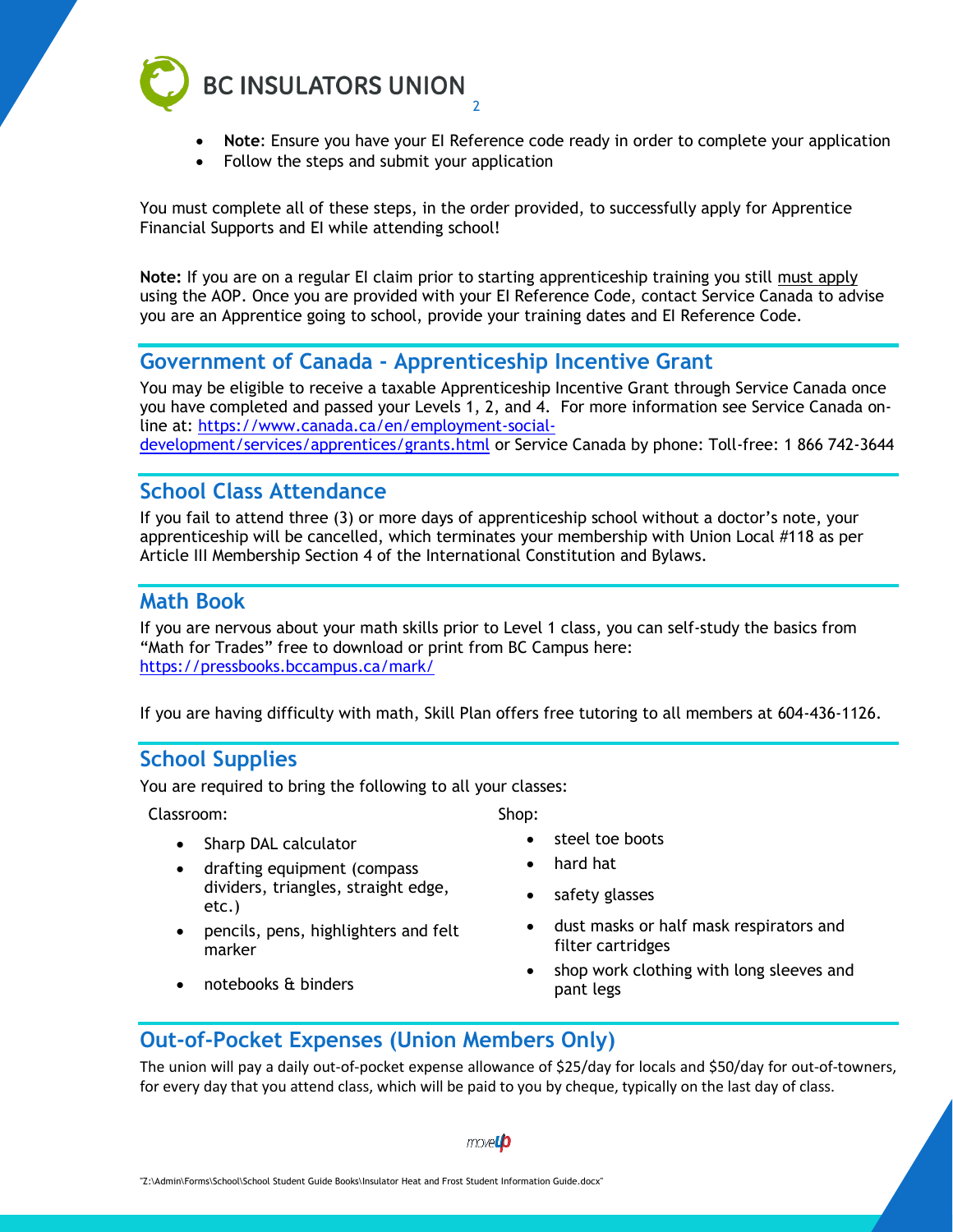- **Note**: Ensure you have your EI Reference code ready in order to complete your application
- Follow the steps and submit your application

You must complete all of these steps, in the order provided, to successfully apply for Apprentice Financial Supports and EI while attending school!

**Note:** If you are on a regular EI claim prior to starting apprenticeship training you still must apply using the AOP. Once you are provided with your EI Reference Code, contact Service Canada to advise you are an Apprentice going to school, provide your training dates and EI Reference Code.

## Government of Canada - Apprenticeship Incentive Grant

You may be eligible to receive a taxable Apprenticeship Incentive Grant through Service Canada once you have completed and passed your Levels 1, 2, and 4. For more information see Service Canada on-line at: https://www.canada.ca/en/employment-social-development/services/apprentices/grants.html or Service Canada by phone: Toll-free: 1 866 742-3644

## School Class Attendance

If you fail to attend three (3) or more days of apprenticeship school without a doctor's note, your apprenticeship will be cancelled, which terminates your membership with Union Local #118 as per Article III Membership Section 4 of the International Constitution and Bylaws.

## Math Book

If you are nervous about your math skills prior to Level 1 class, you can self-study the basics from "Math for Trades" free to download or print from BC Campus here: https://pressbooks.bccampus.ca/mark/

If you are having difficulty with math, Skill Plan offers free tutoring to all members at 604-436-1126.

## School Supplies

You are required to bring the following to all your classes:

Classroom:

- Sharp DAL calculator
- drafting equipment (compass dividers, triangles, straight edge, etc.)
- pencils, pens, highlighters and felt marker
- notebooks & binders

Shop:

- steel toe boots
- hard hat
- safety glasses
- dust masks or half mask respirators and filter cartridges
- shop work clothing with long sleeves and pant legs

## Out-of-Pocket Expenses (Union Members Only)

The union will pay a daily out-of-pocket expense allowance of $25/day for locals and $50/day for out-of-towners, for every day that you attend class, which will be paid to you by cheque, typically on the last day of class.